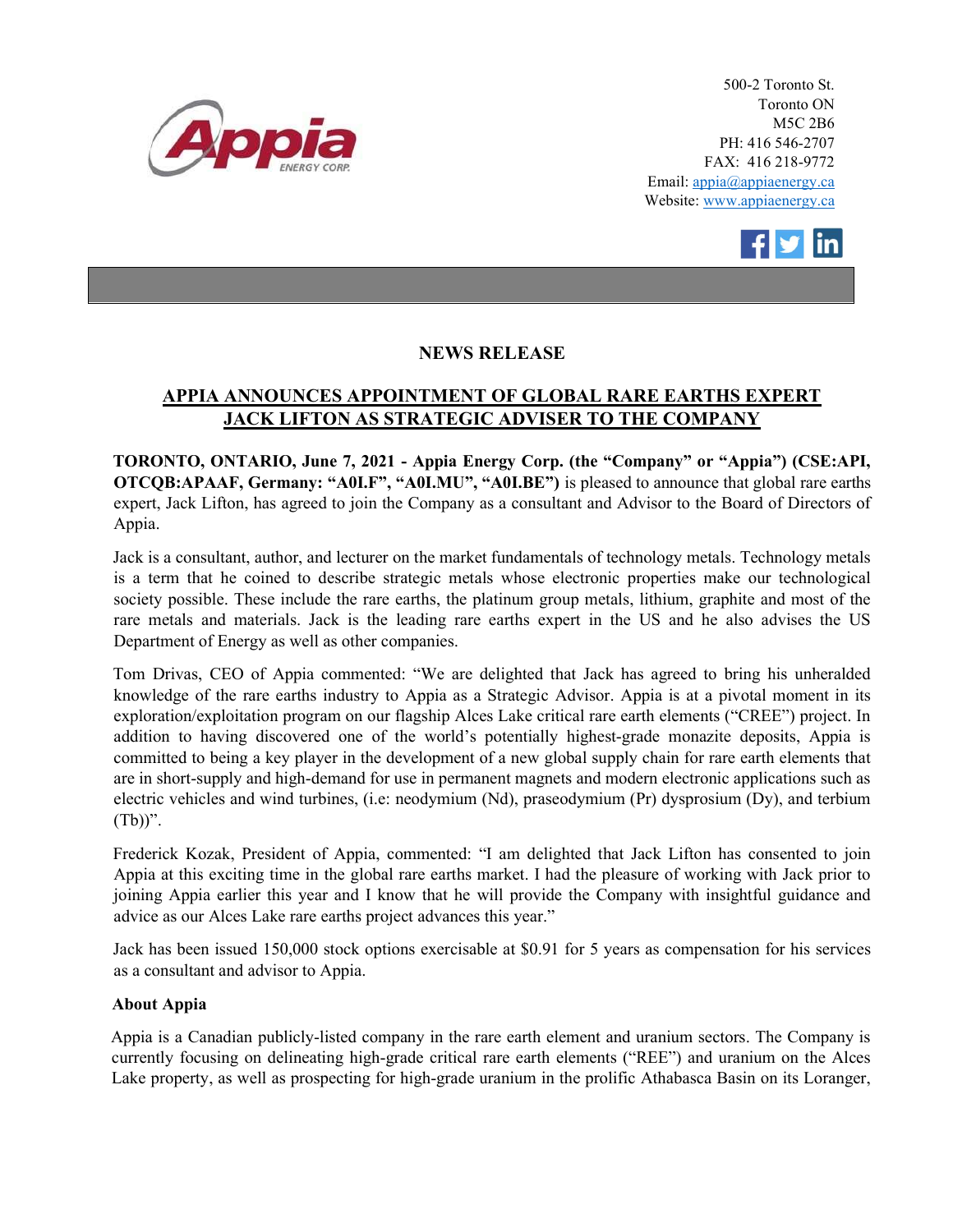500-2 Toronto St.
Toronto ON
M5C 2B6
PH: 416 546-2707
FAX: 416 218-9772
Email: appia@appiaenergy.ca
Website: www.appiaenergy.ca

## NEWS RELEASE

## APPIA ANNOUNCES APPOINTMENT OF GLOBAL RARE EARTHS EXPERT JACK LIFTON AS STRATEGIC ADVISER TO THE COMPANY

**TORONTO, ONTARIO, June 7, 2021 - Appia Energy Corp. (the "Company" or "Appia") (CSE:API, OTCQB:APAAF, Germany: "A0I.F", "A0I.MU", "A0I.BE")** is pleased to announce that global rare earths expert, Jack Lifton, has agreed to join the Company as a consultant and Advisor to the Board of Directors of Appia.

Jack is a consultant, author, and lecturer on the market fundamentals of technology metals. Technology metals is a term that he coined to describe strategic metals whose electronic properties make our technological society possible. These include the rare earths, the platinum group metals, lithium, graphite and most of the rare metals and materials. Jack is the leading rare earths expert in the US and he also advises the US Department of Energy as well as other companies.

Tom Drivas, CEO of Appia commented: "We are delighted that Jack has agreed to bring his unheralded knowledge of the rare earths industry to Appia as a Strategic Advisor. Appia is at a pivotal moment in its exploration/exploitation program on our flagship Alces Lake critical rare earth elements ("CREE") project. In addition to having discovered one of the world's potentially highest-grade monazite deposits, Appia is committed to being a key player in the development of a new global supply chain for rare earth elements that are in short-supply and high-demand for use in permanent magnets and modern electronic applications such as electric vehicles and wind turbines, (i.e: neodymium (Nd), praseodymium (Pr) dysprosium (Dy), and terbium (Tb))".

Frederick Kozak, President of Appia, commented: "I am delighted that Jack Lifton has consented to join Appia at this exciting time in the global rare earths market. I had the pleasure of working with Jack prior to joining Appia earlier this year and I know that he will provide the Company with insightful guidance and advice as our Alces Lake rare earths project advances this year."

Jack has been issued 150,000 stock options exercisable at $0.91 for 5 years as compensation for his services as a consultant and advisor to Appia.

**About Appia**

Appia is a Canadian publicly-listed company in the rare earth element and uranium sectors. The Company is currently focusing on delineating high-grade critical rare earth elements ("REE") and uranium on the Alces Lake property, as well as prospecting for high-grade uranium in the prolific Athabasca Basin on its Loranger,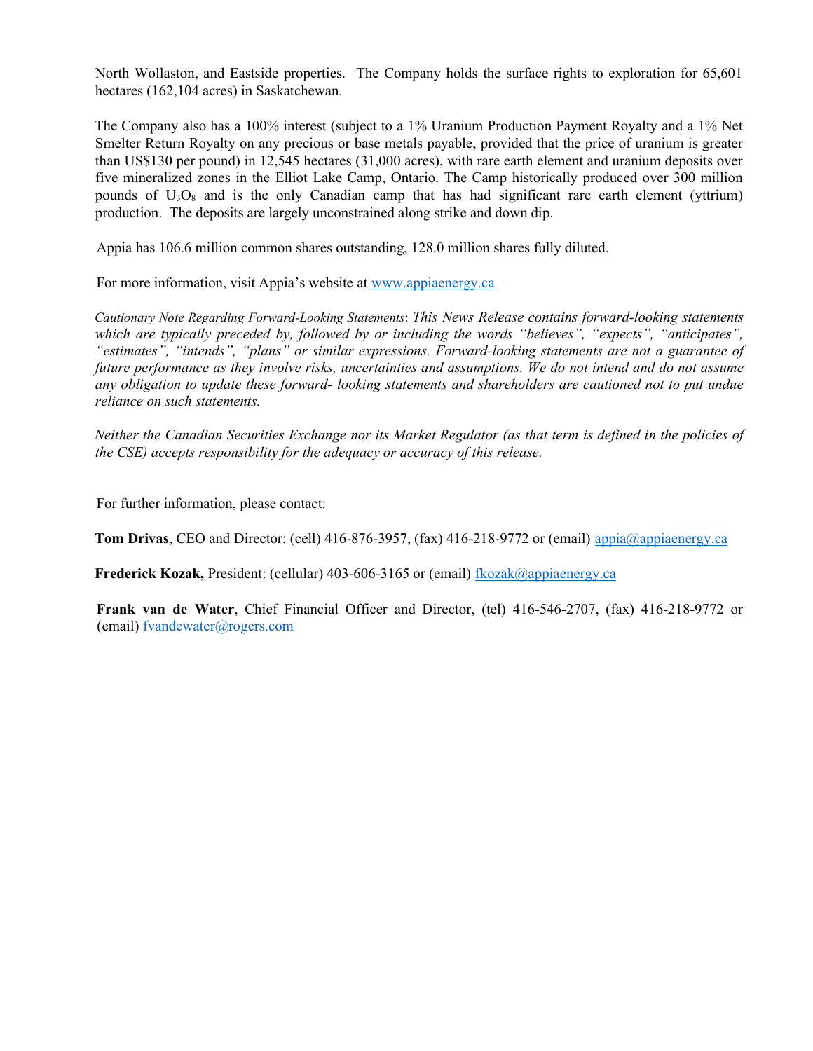North Wollaston, and Eastside properties. The Company holds the surface rights to exploration for 65,601 hectares (162,104 acres) in Saskatchewan.

The Company also has a 100% interest (subject to a 1% Uranium Production Payment Royalty and a 1% Net Smelter Return Royalty on any precious or base metals payable, provided that the price of uranium is greater than US$130 per pound) in 12,545 hectares (31,000 acres), with rare earth element and uranium deposits over five mineralized zones in the Elliot Lake Camp, Ontario. The Camp historically produced over 300 million pounds of $U_3O_8$ and is the only Canadian camp that has had significant rare earth element (yttrium) production. The deposits are largely unconstrained along strike and down dip.

Appia has 106.6 million common shares outstanding, 128.0 million shares fully diluted.

For more information, visit Appia's website at [www.appiaenergy.ca](www.appiaenergy.ca)

*Cautionary Note Regarding Forward-Looking Statements: This News Release contains forward-looking statements which are typically preceded by, followed by or including the words "believes", "expects", "anticipates", "estimates", "intends", "plans" or similar expressions. Forward-looking statements are not a guarantee of future performance as they involve risks, uncertainties and assumptions. We do not intend and do not assume any obligation to update these forward- looking statements and shareholders are cautioned not to put undue reliance on such statements.*

*Neither the Canadian Securities Exchange nor its Market Regulator (as that term is defined in the policies of the CSE) accepts responsibility for the adequacy or accuracy of this release.*

For further information, please contact:

**Tom Drivas**, CEO and Director: (cell) 416-876-3957, (fax) 416-218-9772 or (email) appia@appiaenergy.ca

**Frederick Kozak,** President: (cellular) 403-606-3165 or (email) fkozak@appiaenergy.ca

**Frank van de Water**, Chief Financial Officer and Director, (tel) 416-546-2707, (fax) 416-218-9772 or (email) fvandewater@rogers.com